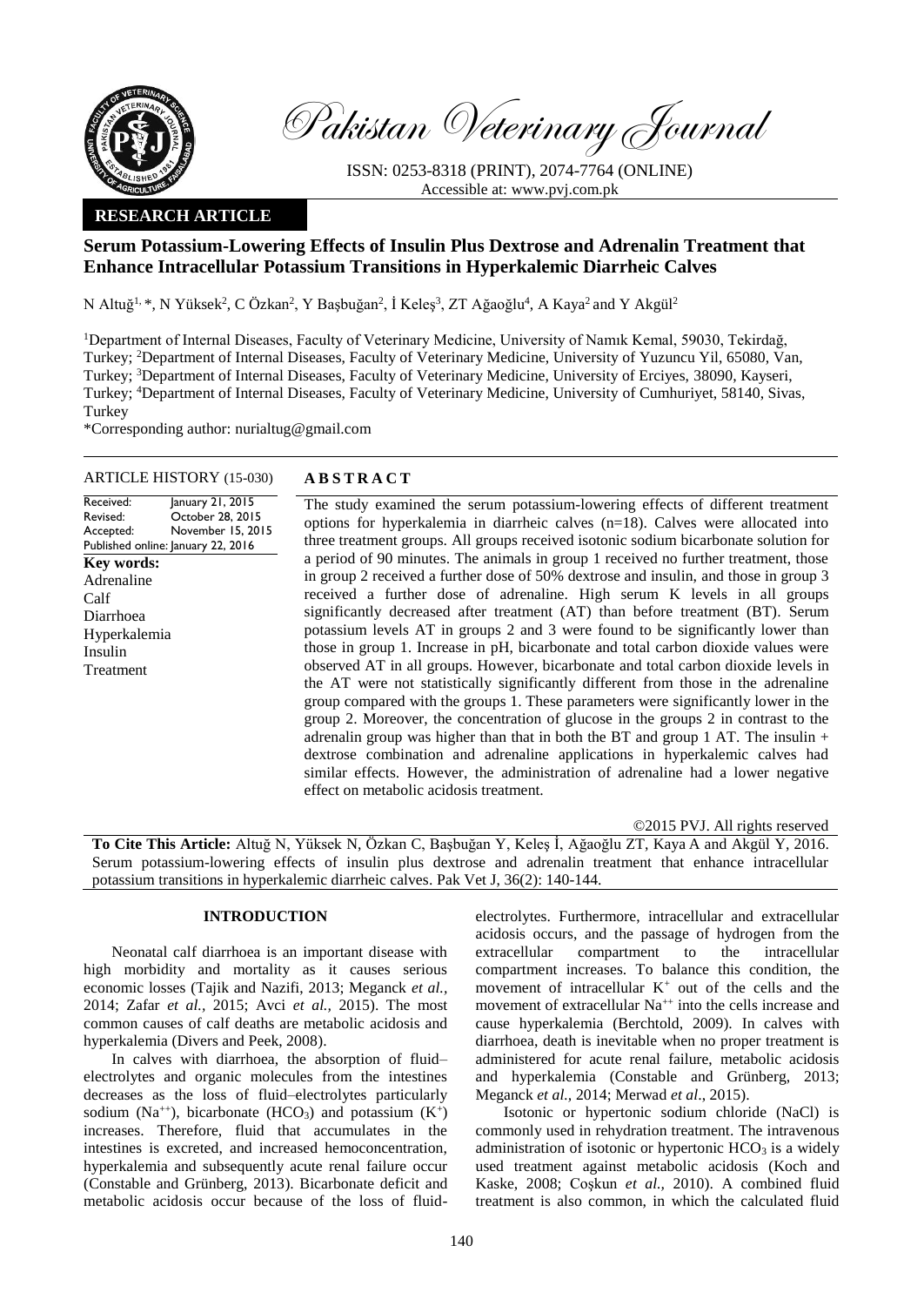Pakistan Veterinary Journal

ISSN: 0253-8318 (PRINT), 2074-7764 (ONLINE)
Accessible at: www.pvj.com.pk

**RESEARCH ARTICLE**

# Serum Potassium-Lowering Effects of Insulin Plus Dextrose and Adrenalin Treatment that Enhance Intracellular Potassium Transitions in Hyperkalemic Diarrheic Calves

N Altuğ[1, *], N Yüksek[2], C Özkan[2], Y Başbuğan[2], İ Keleş[3], ZT Ağaoğlu[4], A Kaya[2] and Y Akgül[2]

[1]Department of Internal Diseases, Faculty of Veterinary Medicine, University of Namık Kemal, 59030, Tekirdağ, Turkey; [2]Department of Internal Diseases, Faculty of Veterinary Medicine, University of Yuzuncu Yil, 65080, Van, Turkey; [3]Department of Internal Diseases, Faculty of Veterinary Medicine, University of Erciyes, 38090, Kayseri, Turkey; [4]Department of Internal Diseases, Faculty of Veterinary Medicine, University of Cumhuriyet, 58140, Sivas, Turkey

*Corresponding author: nurialtug@gmail.com

**ARTICLE HISTORY** (15-030)

| | |
|---|---|
| Received: | January 21, 2015 |
| Revised: | October 28, 2015 |
| Accepted: | November 15, 2015 |
| Published online: | January 22, 2016 |

**Key words:**
Adrenaline
Calf
Diarrhoea
Hyperkalemia
Insulin
Treatment

## ABSTRACT

The study examined the serum potassium-lowering effects of different treatment options for hyperkalemia in diarrheic calves (n=18). Calves were allocated into three treatment groups. All groups received isotonic sodium bicarbonate solution for a period of 90 minutes. The animals in group 1 received no further treatment, those in group 2 received a further dose of 50% dextrose and insulin, and those in group 3 received a further dose of adrenaline. High serum K levels in all groups significantly decreased after treatment (AT) than before treatment (BT). Serum potassium levels AT in groups 2 and 3 were found to be significantly lower than those in group 1. Increase in pH, bicarbonate and total carbon dioxide values were observed AT in all groups. However, bicarbonate and total carbon dioxide levels in the AT were not statistically significantly different from those in the adrenaline group compared with the groups 1. These parameters were significantly lower in the group 2. Moreover, the concentration of glucose in the groups 2 in contrast to the adrenalin group was higher than that in both the BT and group 1 AT. The insulin + dextrose combination and adrenaline applications in hyperkalemic calves had similar effects. However, the administration of adrenaline had a lower negative effect on metabolic acidosis treatment.

©2015 PVJ. All rights reserved

**To Cite This Article:** Altuğ N, Yüksek N, Özkan C, Başbuğan Y, Keleş İ, Ağaoğlu ZT, Kaya A and Akgül Y, 2016. Serum potassium-lowering effects of insulin plus dextrose and adrenalin treatment that enhance intracellular potassium transitions in hyperkalemic diarrheic calves. Pak Vet J, 36(2): 140-144.

## INTRODUCTION

Neonatal calf diarrhoea is an important disease with high morbidity and mortality as it causes serious economic losses (Tajik and Nazifi, 2013; Meganck *et al.,* 2014; Zafar *et al.,* 2015; Avci *et al.,* 2015). The most common causes of calf deaths are metabolic acidosis and hyperkalemia (Divers and Peek, 2008).

In calves with diarrhoea, the absorption of fluid–electrolytes and organic molecules from the intestines decreases as the loss of fluid–electrolytes particularly sodium ($Na^{++}$), bicarbonate ($HCO_3$) and potassium ($K^+$) increases. Therefore, fluid that accumulates in the intestines is excreted, and increased hemoconcentration, hyperkalemia and subsequently acute renal failure occur (Constable and Grünberg, 2013). Bicarbonate deficit and metabolic acidosis occur because of the loss of fluid-electrolytes. Furthermore, intracellular and extracellular acidosis occurs, and the passage of hydrogen from the extracellular compartment to the intracellular compartment increases. To balance this condition, the movement of intracellular $K^+$ out of the cells and the movement of extracellular $Na^{++}$ into the cells increase and cause hyperkalemia (Berchtold, 2009). In calves with diarrhoea, death is inevitable when no proper treatment is administered for acute renal failure, metabolic acidosis and hyperkalemia (Constable and Grünberg, 2013; Meganck *et al.,* 2014; Merwad *et al*., 2015).

Isotonic or hypertonic sodium chloride (NaCl) is commonly used in rehydration treatment. The intravenous administration of isotonic or hypertonic $HCO_3$ is a widely used treatment against metabolic acidosis (Koch and Kaske, 2008; Coşkun *et al.,* 2010). A combined fluid treatment is also common, in which the calculated fluid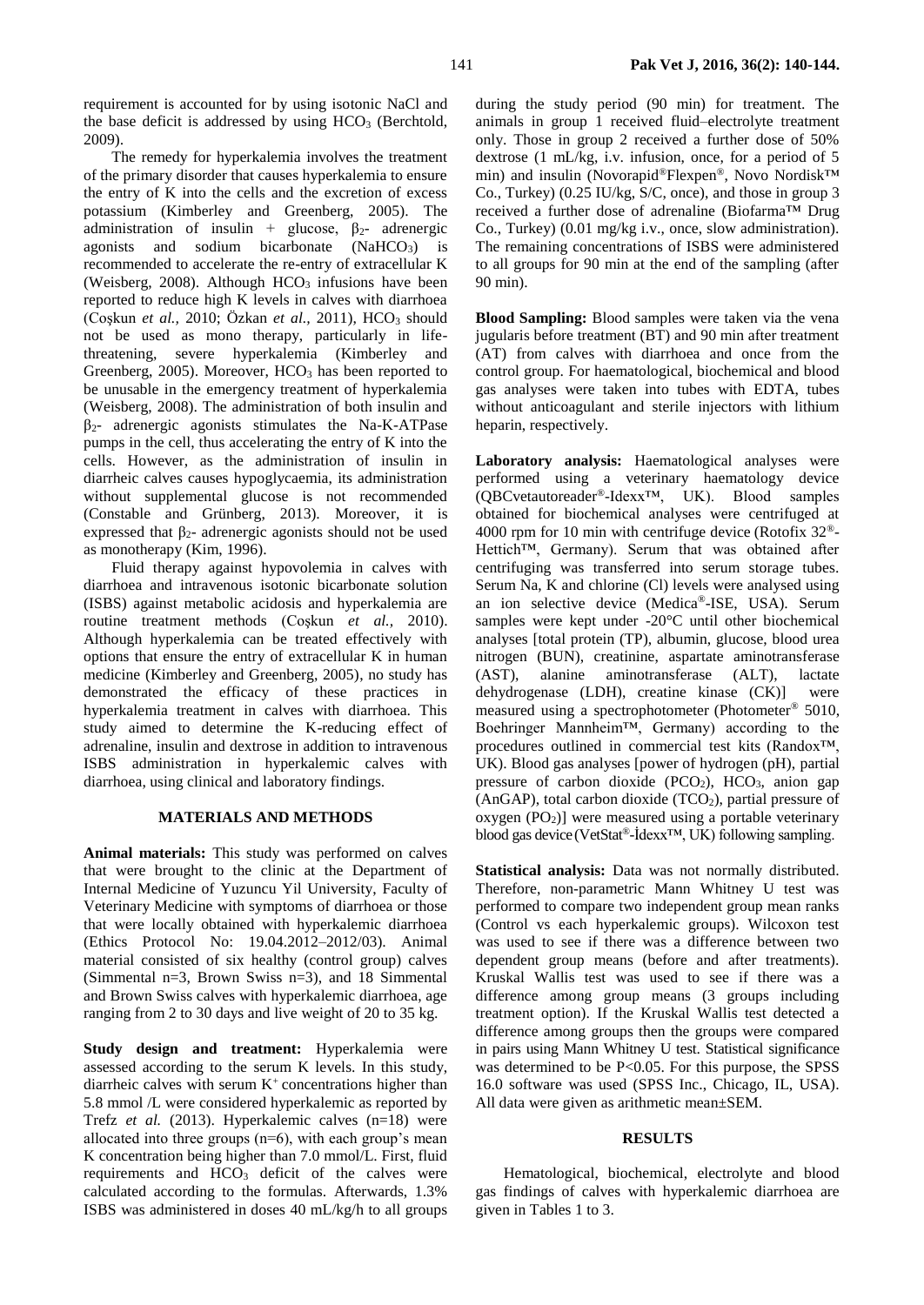requirement is accounted for by using isotonic NaCl and the base deficit is addressed by using $HCO_3$ (Berchtold, 2009).

The remedy for hyperkalemia involves the treatment of the primary disorder that causes hyperkalemia to ensure the entry of K into the cells and the excretion of excess potassium (Kimberley and Greenberg, 2005). The administration of insulin + glucose, $\beta_2$- adrenergic agonists and sodium bicarbonate ($NaHCO_3$) is recommended to accelerate the re-entry of extracellular K (Weisberg, 2008). Although $HCO_3$ infusions have been reported to reduce high K levels in calves with diarrhoea (Coşkun *et al.,* 2010; Özkan *et al.,* 2011), $HCO_3$ should not be used as mono therapy, particularly in life-threatening, severe hyperkalemia (Kimberley and Greenberg, 2005). Moreover, $HCO_3$ has been reported to be unusable in the emergency treatment of hyperkalemia (Weisberg, 2008). The administration of both insulin and $\beta_2$- adrenergic agonists stimulates the Na-K-ATPase pumps in the cell, thus accelerating the entry of K into the cells. However, as the administration of insulin in diarrheic calves causes hypoglycaemia, its administration without supplemental glucose is not recommended (Constable and Grünberg, 2013). Moreover, it is expressed that $\beta_2$- adrenergic agonists should not be used as monotherapy (Kim, 1996).

Fluid therapy against hypovolemia in calves with diarrhoea and intravenous isotonic bicarbonate solution (ISBS) against metabolic acidosis and hyperkalemia are routine treatment methods (Coşkun *et al.,* 2010). Although hyperkalemia can be treated effectively with options that ensure the entry of extracellular K in human medicine (Kimberley and Greenberg, 2005), no study has demonstrated the efficacy of these practices in hyperkalemia treatment in calves with diarrhoea. This study aimed to determine the K-reducing effect of adrenaline, insulin and dextrose in addition to intravenous ISBS administration in hyperkalemic calves with diarrhoea, using clinical and laboratory findings.

## MATERIALS AND METHODS

**Animal materials:** This study was performed on calves that were brought to the clinic at the Department of Internal Medicine of Yuzuncu Yil University, Faculty of Veterinary Medicine with symptoms of diarrhoea or those that were locally obtained with hyperkalemic diarrhoea (Ethics Protocol No: 19.04.2012–2012/03). Animal material consisted of six healthy (control group) calves (Simmental n=3, Brown Swiss n=3), and 18 Simmental and Brown Swiss calves with hyperkalemic diarrhoea, age ranging from 2 to 30 days and live weight of 20 to 35 kg.

**Study design and treatment:** Hyperkalemia were assessed according to the serum K levels. In this study, diarrheic calves with serum $K^+$ concentrations higher than 5.8 mmol /L were considered hyperkalemic as reported by Trefz *et al.* (2013). Hyperkalemic calves (n=18) were allocated into three groups (n=6), with each group's mean K concentration being higher than 7.0 mmol/L. First, fluid requirements and $HCO_3$ deficit of the calves were calculated according to the formulas. Afterwards, 1.3% ISBS was administered in doses 40 mL/kg/h to all groups during the study period (90 min) for treatment. The animals in group 1 received fluid–electrolyte treatment only. Those in group 2 received a further dose of 50% dextrose (1 mL/kg, i.v. infusion, once, for a period of 5 min) and insulin (Novorapid®Flexpen®, Novo Nordisk™ Co., Turkey) (0.25 IU/kg, S/C, once), and those in group 3 received a further dose of adrenaline (Biofarma™ Drug Co., Turkey) (0.01 mg/kg i.v., once, slow administration). The remaining concentrations of ISBS were administered to all groups for 90 min at the end of the sampling (after 90 min).

**Blood Sampling:** Blood samples were taken via the vena jugularis before treatment (BT) and 90 min after treatment (AT) from calves with diarrhoea and once from the control group. For haematological, biochemical and blood gas analyses were taken into tubes with EDTA, tubes without anticoagulant and sterile injectors with lithium heparin, respectively.

**Laboratory analysis:** Haematological analyses were performed using a veterinary haematology device (QBCvetautoreader®-Idexx™, UK). Blood samples obtained for biochemical analyses were centrifuged at 4000 rpm for 10 min with centrifuge device (Rotofix 32®-Hettich™, Germany). Serum that was obtained after centrifuging was transferred into serum storage tubes. Serum Na, K and chlorine (Cl) levels were analysed using an ion selective device (Medica®-ISE, USA). Serum samples were kept under -20°C until other biochemical analyses [total protein (TP), albumin, glucose, blood urea nitrogen (BUN), creatinine, aspartate aminotransferase (AST), alanine aminotransferase (ALT), lactate dehydrogenase (LDH), creatine kinase (CK)] were measured using a spectrophotometer (Photometer® 5010, Boehringer Mannheim™, Germany) according to the procedures outlined in commercial test kits (Randox™, UK). Blood gas analyses [power of hydrogen (pH), partial pressure of carbon dioxide ($PCO_2$), $HCO_3$, anion gap (AnGAP), total carbon dioxide ($TCO_2$), partial pressure of oxygen ($PO_2$)] were measured using a portable veterinary blood gas device (VetStat®-İdexx™, UK) following sampling.

**Statistical analysis:** Data was not normally distributed. Therefore, non-parametric Mann Whitney U test was performed to compare two independent group mean ranks (Control vs each hyperkalemic groups). Wilcoxon test was used to see if there was a difference between two dependent group means (before and after treatments). Kruskal Wallis test was used to see if there was a difference among group means (3 groups including treatment option). If the Kruskal Wallis test detected a difference among groups then the groups were compared in pairs using Mann Whitney U test. Statistical significance was determined to be $P<0.05$. For this purpose, the SPSS 16.0 software was used (SPSS Inc., Chicago, IL, USA). All data were given as arithmetic mean±SEM.

## RESULTS

Hematological, biochemical, electrolyte and blood gas findings of calves with hyperkalemic diarrhoea are given in Tables 1 to 3.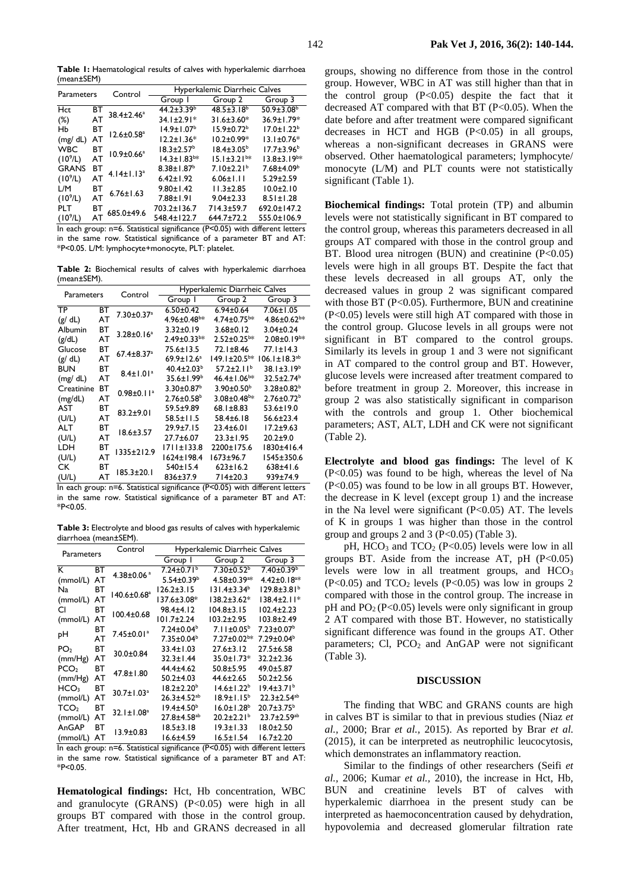**Table 1:** Haematological results of calves with hyperkalemic diarrhoea (mean±SEM)

| Parameters | | Control | Hyperkalemic Diarrheic Calves | | |
|---|---|---|---|---|---|
| | | | Group 1 | Group 2 | Group 3 |
| Hct | BT | 38.4±2.46[a] | 44.2±3.39[b] | 48.5±3.18[b] | 50.9±3.08[b] |
| (%) | AT | | 34.1±2.91* | 31.6±3.60* | 36.9±1.79* |
| Hb | BT | 12.6±0.58[a] | 14.9±1.07[b] | 15.9±0.72[b] | 17.0±1.22[b] |
| (mg/ dL) | AT | | 12.2±1.36* | 10.2±0.99* | 13.1±0.76* |
| WBC | BT | 10.9±0.66[a] | 18.3±2.57[b] | 18.4±3.05[b] | 17.7±3.96[b] |
| ($10^9$/L) | AT | | 14.3±1.83[b]* | 15.1±3.21[b]* | 13.8±3.19[b]* |
| GRANS | BT | 4.14±1.13[a] | 8.38±1.87[b] | 7.10±2.21[b] | 7.68±4.09[b] |
| ($10^9$/L) | AT | | 6.42±1.92 | 6.06±1.11 | 5.29±2.59 |
| L/M | BT | 6.76±1.63 | 9.80±1.42 | 11.3±2.85 | 10.0±2.10 |
| ($10^9$/L) | AT | | 7.88±1.91 | 9.04±2.33 | 8.51±1.28 |
| PLT | BT | 685.0±49.6 | 703.2±136.7 | 714.3±59.7 | 692.0±147.2 |
| ($10^9$/L) | AT | | 548.4±122.7 | 644.7±72.2 | 555.0±106.9 |

In each group: n=6. Statistical significance (P<0.05) with different letters in the same row. Statistical significance of a parameter BT and AT: *P<0.05. L/M: lymphocyte+monocyte, PLT: platelet.

**Table 2:** Biochemical results of calves with hyperkalemic diarrhoea (mean±SEM).

| Parameters | | Control | Hyperkalemic Diarrheic Calves | | |
|---|---|---|---|---|---|
| | | | Group 1 | Group 2 | Group 3 |
| TP | BT | 7.30±0.37[a] | 6.50±0.42 | 6.94±0.64 | 7.06±1.05 |
| (g/ dL) | AT | | 4.96±0.48[b]* | 4.74±0.75[b]* | 4.86±0.62[b]* |
| Albumin | BT | 3.28±0.16[a] | 3.32±0.19 | 3.68±0.12 | 3.04±0.24 |
| (g/dL) | AT | | 2.49±0.33[b]* | 2.52±0.25[b]* | 2.08±0.19[b]* |
| Glucose | BT | 67.4±8.37[a] | 75.6±13.5 | 72.1±8.46 | 77.1±14.3 |
| (g/ dL) | AT | | 69.9±12.6[a] | 149.1±20.5[b]* | 106.1±18.3[ab] |
| BUN | BT | 8.4±1.01[a] | 40.4±2.03[b] | 57.2±2.11[b] | 38.1±3.19[b] |
| (mg/ dL) | AT | | 35.6±1.99[b] | 46.4±1.06[b]* | 32.5±2.74[b] |
| Creatinine | BT | 0.98±0.11[a] | 3.30±0.87[b] | 3.90±0.50[b] | 3.28±0.82[b] |
| (mg/dL) | AT | | 2.76±0.58[b] | 3.08±0.48[b]* | 2.76±0.72[b] |
| AST | BT | 83.2±9.01 | 59.5±9.89 | 68.1±8.83 | 53.6±19.0 |
| (U/L) | AT | | 58.5±11.5 | 58.4±6.18 | 56.6±23.4 |
| ALT | BT | 18.6±3.57 | 29.9±7.15 | 23.4±6.01 | 17.2±9.63 |
| (U/L) | AT | | 27.7±6.07 | 23.3±1.95 | 20.2±9.0 |
| LDH | BT | 1335±212.9 | 1711±133.8 | 2200±175.6 | 1830±416.4 |
| (U/L) | AT | | 1624±198.4 | 1673±96.7 | 1545±350.6 |
| CK | BT | 185.3±20.1 | 540±15.4 | 623±16.2 | 638±41.6 |
| (U/L) | AT | | 836±37.9 | 714±20.3 | 939±74.9 |

In each group: n=6. Statistical significance (P<0.05) with different letters in the same row. Statistical significance of a parameter BT and AT: *P<0.05.

**Table 3:** Electrolyte and blood gas results of calves with hyperkalemic diarrhoea (mean±SEM).

| Parameters | | Control | Hyperkalemic Diarrheic Calves | | |
|---|---|---|---|---|---|
| | | | Group 1 | Group 2 | Group 3 |
| K | BT | 4.38±0.06[a] | 7.24±0.71[b] | 7.30±0.52[b] | 7.40±0.39[b] |
| (mmol/L) | AT | | 5.54±0.39[b] | 4.58±0.39[a]* | 4.42±0.18[a]* |
| Na | BT | 140.6±0.68[a] | 126.2±3.15 | 131.4±3.34[b] | 129.8±3.81[b] |
| (mmol/L) | AT | | 137.6±3.08* | 138.2±3.62* | 138.4±2.11* |
| Cl | BT | 100.4±0.68 | 98.4±4.12 | 104.8±3.15 | 102.4±2.23 |
| (mmol/L) | AT | | 101.7±2.24 | 103.2±2.95 | 103.8±2.49 |
| pH | BT | 7.45±0.01[a] | 7.24±0.04[b] | 7.11±0.05[b] | 7.23±0.07[b] |
| | AT | | 7.35±0.04[b] | 7.27±0.02[b]* | 7.29±0.04[b] |
| $PO_2$ | BT | 30.0±0.84 | 33.4±1.03 | 27.6±3.12 | 27.5±6.58 |
| (mm/Hg) | AT | | 32.3±1.44 | 35.0±1.73* | 32.2±2.36 |
| $PCO_2$ | BT | 47.8±1.80 | 44.4±4.62 | 50.8±5.95 | 49.0±5.87 |
| (mm/Hg) | AT | | 50.2±4.03 | 44.6±2.65 | 50.2±2.56 |
| $HCO_3$ | BT | 30.7±1.03[a] | 18.2±2.20[b] | 14.6±1.22[b] | 19.4±3.71[b] |
| (mmol/L) | AT | | 26.3±4.52[ab] | 18.9±1.15[b] | 22.3±2.54[ab] |
| $TCO_2$ | BT | 32.1±1.08[a] | 19.4±4.50[b] | 16.0±1.28[b] | 20.7±3.75[b] |
| (mmol/L) | AT | | 27.8±4.58[ab] | 20.2±2.21[b] | 23.7±2.59[ab] |
| AnGAP | BT | 13.9±0.83 | 18.5±3.18 | 19.3±1.33 | 18.0±2.50 |
| (mmol/L) | AT | | 16.6±4.59 | 16.5±1.54 | 16.7±2.20 |

In each group: n=6. Statistical significance (P<0.05) with different letters in the same row. Statistical significance of a parameter BT and AT: *P<0.05.

**Hematological findings:** Hct, Hb concentration, WBC and granulocyte (GRANS) (P<0.05) were high in all groups BT compared with those in the control group. After treatment, Hct, Hb and GRANS decreased in all groups, showing no difference from those in the control group. However, WBC in AT was still higher than that in the control group (P<0.05) despite the fact that it decreased AT compared with that BT (P<0.05). When the date before and after treatment were compared significant decreases in HCT and HGB (P<0.05) in all groups, whereas a non-significant decreases in GRANS were observed. Other haematological parameters; lymphocyte/ monocyte (L/M) and PLT counts were not statistically significant (Table 1).

**Biochemical findings:** Total protein (TP) and albumin levels were not statistically significant in BT compared to the control group, whereas this parameters decreased in all groups AT compared with those in the control group and BT. Blood urea nitrogen (BUN) and creatinine (P<0.05) levels were high in all groups BT. Despite the fact that these levels decreased in all groups AT, only the decreased values in group 2 was significant compared with those BT (P<0.05). Furthermore, BUN and creatinine (P<0.05) levels were still high AT compared with those in the control group. Glucose levels in all groups were not significant in BT compared to the control groups. Similarly its levels in group 1 and 3 were not significant in AT compared to the control group and BT. However, glucose levels were increased after treatment compared to before treatment in group 2. Moreover, this increase in group 2 was also statistically significant in comparison with the controls and group 1. Other biochemical parameters; AST, ALT, LDH and CK were not significant (Table 2).

**Electrolyte and blood gas findings:** The level of K (P<0.05) was found to be high, whereas the level of Na (P<0.05) was found to be low in all groups BT. However, the decrease in K level (except group 1) and the increase in the Na level were significant (P<0.05) AT. The levels of K in groups 1 was higher than those in the control group and groups 2 and 3 (P<0.05) (Table 3).

pH, $HCO_3$ and $TCO_2$ (P<0.05) levels were low in all groups BT. Aside from the increase AT, pH (P<0.05) levels were low in all treatment groups, and $HCO_3$ (P<0.05) and $TCO_2$ levels (P<0.05) was low in groups 2 compared with those in the control group. The increase in pH and $PO_2$ (P<0.05) levels were only significant in group 2 AT compared with those BT. However, no statistically significant difference was found in the groups AT. Other parameters; Cl, $PCO_2$ and AnGAP were not significant (Table 3).

## DISCUSSION

The finding that WBC and GRANS counts are high in calves BT is similar to that in previous studies (Niaz *et al.*, 2000; Brar *et al.*, 2015). As reported by Brar *et al.* (2015), it can be interpreted as neutrophilic leucocytosis, which demonstrates an inflammatory reaction.

Similar to the findings of other researchers (Seifi *et al.*, 2006; Kumar *et al.*, 2010), the increase in Hct, Hb, BUN and creatinine levels BT of calves with hyperkalemic diarrhoea in the present study can be interpreted as haemoconcentration caused by dehydration, hypovolemia and decreased glomerular filtration rate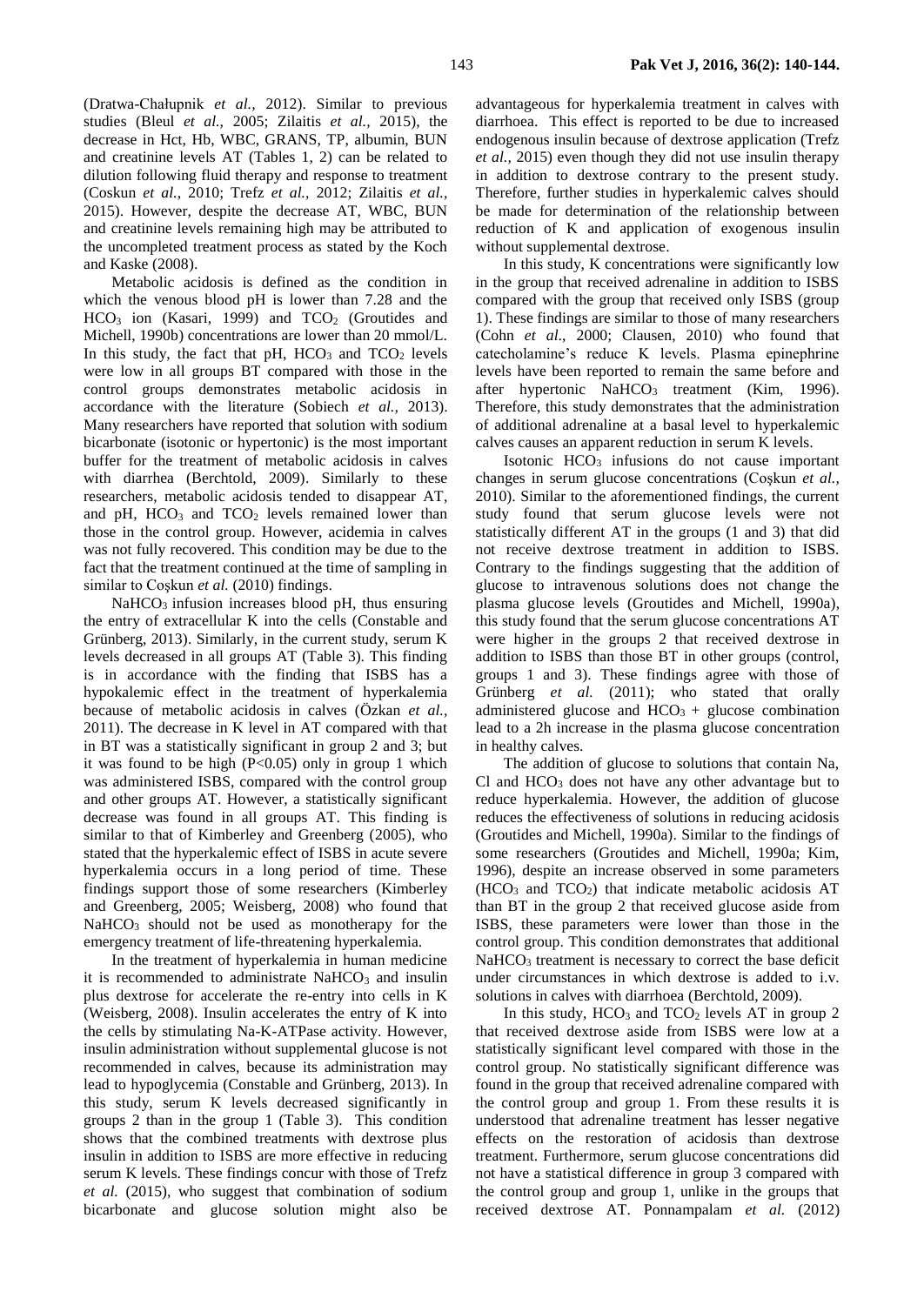(Dratwa-Chałupnik *et al.,* 2012). Similar to previous studies (Bleul *et al.,* 2005; Zilaitis *et al.,* 2015), the decrease in Hct, Hb, WBC, GRANS, TP, albumin, BUN and creatinine levels AT (Tables 1, 2) can be related to dilution following fluid therapy and response to treatment (Coskun *et al.,* 2010; Trefz *et al.,* 2012; Zilaitis *et al.,* 2015). However, despite the decrease AT, WBC, BUN and creatinine levels remaining high may be attributed to the uncompleted treatment process as stated by the Koch and Kaske (2008).

Metabolic acidosis is defined as the condition in which the venous blood pH is lower than 7.28 and the $HCO_3$ ion (Kasari, 1999) and $TCO_2$ (Groutides and Michell, 1990b) concentrations are lower than 20 mmol/L. In this study, the fact that pH, $HCO_3$ and $TCO_2$ levels were low in all groups BT compared with those in the control groups demonstrates metabolic acidosis in accordance with the literature (Sobiech *et al.,* 2013). Many researchers have reported that solution with sodium bicarbonate (isotonic or hypertonic) is the most important buffer for the treatment of metabolic acidosis in calves with diarrhea (Berchtold, 2009). Similarly to these researchers, metabolic acidosis tended to disappear AT, and pH, $HCO_3$ and $TCO_2$ levels remained lower than those in the control group. However, acidemia in calves was not fully recovered. This condition may be due to the fact that the treatment continued at the time of sampling in similar to Coşkun *et al.* (2010) findings.

$NaHCO_3$ infusion increases blood pH, thus ensuring the entry of extracellular K into the cells (Constable and Grünberg, 2013). Similarly, in the current study, serum K levels decreased in all groups AT (Table 3). This finding is in accordance with the finding that ISBS has a hypokalemic effect in the treatment of hyperkalemia because of metabolic acidosis in calves (Özkan *et al.,* 2011). The decrease in K level in AT compared with that in BT was a statistically significant in group 2 and 3; but it was found to be high ($P<0.05$) only in group 1 which was administered ISBS, compared with the control group and other groups AT. However, a statistically significant decrease was found in all groups AT. This finding is similar to that of Kimberley and Greenberg (2005), who stated that the hyperkalemic effect of ISBS in acute severe hyperkalemia occurs in a long period of time. These findings support those of some researchers (Kimberley and Greenberg, 2005; Weisberg, 2008) who found that $NaHCO_3$ should not be used as monotherapy for the emergency treatment of life-threatening hyperkalemia.

In the treatment of hyperkalemia in human medicine it is recommended to administrate $NaHCO_3$ and insulin plus dextrose for accelerate the re-entry into cells in K (Weisberg, 2008). Insulin accelerates the entry of K into the cells by stimulating Na-K-ATPase activity. However, insulin administration without supplemental glucose is not recommended in calves, because its administration may lead to hypoglycemia (Constable and Grünberg, 2013). In this study, serum K levels decreased significantly in groups 2 than in the group 1 (Table 3). This condition shows that the combined treatments with dextrose plus insulin in addition to ISBS are more effective in reducing serum K levels. These findings concur with those of Trefz *et al.* (2015), who suggest that combination of sodium bicarbonate and glucose solution might also be advantageous for hyperkalemia treatment in calves with diarrhoea. This effect is reported to be due to increased endogenous insulin because of dextrose application (Trefz *et al.,* 2015) even though they did not use insulin therapy in addition to dextrose contrary to the present study. Therefore, further studies in hyperkalemic calves should be made for determination of the relationship between reduction of K and application of exogenous insulin without supplemental dextrose.

In this study, K concentrations were significantly low in the group that received adrenaline in addition to ISBS compared with the group that received only ISBS (group 1). These findings are similar to those of many researchers (Cohn *et al*., 2000; Clausen, 2010) who found that catecholamine's reduce K levels. Plasma epinephrine levels have been reported to remain the same before and after hypertonic $NaHCO_3$ treatment (Kim, 1996). Therefore, this study demonstrates that the administration of additional adrenaline at a basal level to hyperkalemic calves causes an apparent reduction in serum K levels.

Isotonic $HCO_3$ infusions do not cause important changes in serum glucose concentrations (Coşkun *et al.,* 2010). Similar to the aforementioned findings, the current study found that serum glucose levels were not statistically different AT in the groups (1 and 3) that did not receive dextrose treatment in addition to ISBS. Contrary to the findings suggesting that the addition of glucose to intravenous solutions does not change the plasma glucose levels (Groutides and Michell, 1990a), this study found that the serum glucose concentrations AT were higher in the groups 2 that received dextrose in addition to ISBS than those BT in other groups (control, groups 1 and 3). These findings agree with those of Grünberg *et al.* (2011); who stated that orally administered glucose and $HCO_3$ + glucose combination lead to a 2h increase in the plasma glucose concentration in healthy calves.

The addition of glucose to solutions that contain Na, Cl and $HCO_3$ does not have any other advantage but to reduce hyperkalemia. However, the addition of glucose reduces the effectiveness of solutions in reducing acidosis (Groutides and Michell, 1990a). Similar to the findings of some researchers (Groutides and Michell, 1990a; Kim, 1996), despite an increase observed in some parameters ($HCO_3$ and $TCO_2$) that indicate metabolic acidosis AT than BT in the group 2 that received glucose aside from ISBS, these parameters were lower than those in the control group. This condition demonstrates that additional $NaHCO_3$ treatment is necessary to correct the base deficit under circumstances in which dextrose is added to i.v. solutions in calves with diarrhoea (Berchtold, 2009).

In this study, $HCO_3$ and $TCO_2$ levels AT in group 2 that received dextrose aside from ISBS were low at a statistically significant level compared with those in the control group. No statistically significant difference was found in the group that received adrenaline compared with the control group and group 1. From these results it is understood that adrenaline treatment has lesser negative effects on the restoration of acidosis than dextrose treatment. Furthermore, serum glucose concentrations did not have a statistical difference in group 3 compared with the control group and group 1, unlike in the groups that received dextrose AT. Ponnampalam *et al.* (2012)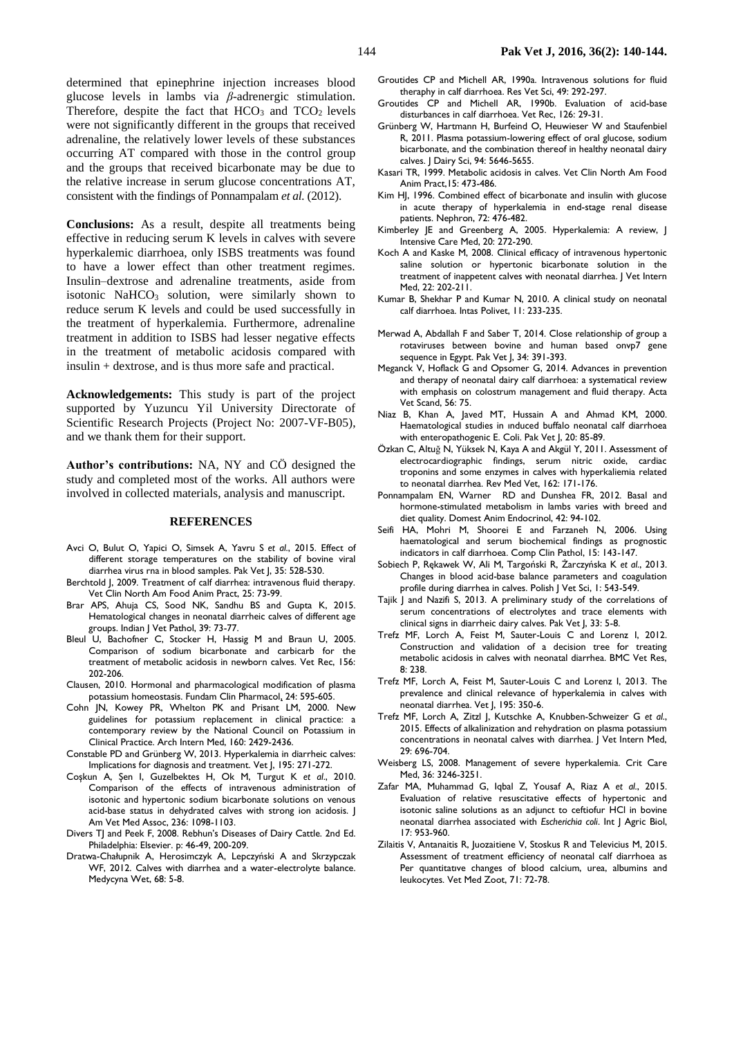determined that epinephrine injection increases blood glucose levels in lambs via *β*-adrenergic stimulation. Therefore, despite the fact that $HCO_3$ and $TCO_2$ levels were not significantly different in the groups that received adrenaline, the relatively lower levels of these substances occurring AT compared with those in the control group and the groups that received bicarbonate may be due to the relative increase in serum glucose concentrations AT, consistent with the findings of Ponnampalam *et al.* (2012).

**Conclusions:** As a result, despite all treatments being effective in reducing serum K levels in calves with severe hyperkalemic diarrhoea, only ISBS treatments was found to have a lower effect than other treatment regimes. Insulin–dextrose and adrenaline treatments, aside from isotonic $NaHCO_3$ solution, were similarly shown to reduce serum K levels and could be used successfully in the treatment of hyperkalemia. Furthermore, adrenaline treatment in addition to ISBS had lesser negative effects in the treatment of metabolic acidosis compared with insulin + dextrose, and is thus more safe and practical.

**Acknowledgements:** This study is part of the project supported by Yuzuncu Yil University Directorate of Scientific Research Projects (Project No: 2007-VF-B05), and we thank them for their support.

**Author's contributions:** NA, NY and CÖ designed the study and completed most of the works. All authors were involved in collected materials, analysis and manuscript.

## REFERENCES

Avci O, Bulut O, Yapici O, Simsek A, Yavru S *et al.*, 2015. Effect of different storage temperatures on the stability of bovine viral diarrhea virus rna in blood samples. Pak Vet J, 35: 528-530.

Berchtold J, 2009. Treatment of calf diarrhea: intravenous fluid therapy. Vet Clin North Am Food Anim Pract, 25: 73-99.

Brar APS, Ahuja CS, Sood NK, Sandhu BS and Gupta K, 2015. Hematological changes in neonatal diarrheic calves of different age groups. Indian J Vet Pathol, 39: 73-77.

Bleul U, Bachofner C, Stocker H, Hassig M and Braun U, 2005. Comparison of sodium bicarbonate and carbicarb for the treatment of metabolic acidosis in newborn calves. Vet Rec, 156: 202-206.

Clausen, 2010. Hormonal and pharmacological modification of plasma potassium homeostasis. Fundam Clin Pharmacol, 24: 595-605.

Cohn JN, Kowey PR, Whelton PK and Prisant LM, 2000. New guidelines for potassium replacement in clinical practice: a contemporary review by the National Council on Potassium in Clinical Practice. Arch Intern Med, 160: 2429-2436.

Constable PD and Grünberg W, 2013. Hyperkalemia in diarrheic calves: Implications for diagnosis and treatment. Vet J, 195: 271-272.

Coşkun A, Şen I, Guzelbektes H, Ok M, Turgut K *et al.*, 2010. Comparison of the effects of intravenous administration of isotonic and hypertonic sodium bicarbonate solutions on venous acid-base status in dehydrated calves with strong ion acidosis. J Am Vet Med Assoc, 236: 1098-1103.

Divers TJ and Peek F, 2008. Rebhun's Diseases of Dairy Cattle. 2nd Ed. Philadelphia: Elsevier. p: 46-49, 200-209.

Dratwa-Chałupnik A, Herosimczyk A, Lepczyński A and Skrzypczak WF, 2012. Calves with diarrhea and a water-electrolyte balance. Medycyna Wet, 68: 5-8.

Groutides CP and Michell AR, 1990a. Intravenous solutions for fluid theraphy in calf diarrhoea. Res Vet Sci, 49: 292-297.

Groutides CP and Michell AR, 1990b. Evaluation of acid-base disturbances in calf diarrhoea. Vet Rec, 126: 29-31.

Grünberg W, Hartmann H, Burfeind O, Heuwieser W and Staufenbiel R, 2011. Plasma potassium-lowering effect of oral glucose, sodium bicarbonate, and the combination thereof in healthy neonatal dairy calves. J Dairy Sci, 94: 5646-5655.

Kasari TR, 1999. Metabolic acidosis in calves. Vet Clin North Am Food Anim Pract,15: 473-486.

Kim HJ, 1996. Combined effect of bicarbonate and insulin with glucose in acute therapy of hyperkalemia in end-stage renal disease patients. Nephron, 72: 476-482.

Kimberley JE and Greenberg A, 2005. Hyperkalemia: A review, J Intensive Care Med, 20: 272-290.

Koch A and Kaske M, 2008. Clinical efficacy of intravenous hypertonic saline solution or hypertonic bicarbonate solution in the treatment of inappetent calves with neonatal diarrhea. J Vet Intern Med, 22: 202-211.

Kumar B, Shekhar P and Kumar N, 2010. A clinical study on neonatal calf diarrhoea. Intas Polivet, 11: 233-235.

Merwad A, Abdallah F and Saber T, 2014. Close relationship of group a rotaviruses between bovine and human based onvp7 gene sequence in Egypt. Pak Vet J, 34: 391-393.

Meganck V, Hoflack G and Opsomer G, 2014. Advances in prevention and therapy of neonatal dairy calf diarrhoea: a systematical review with emphasis on colostrum management and fluid therapy. Acta Vet Scand, 56: 75.

Niaz B, Khan A, Javed MT, Hussain A and Ahmad KM, 2000. Haematological studies in ınduced buffalo neonatal calf diarrhoea with enteropathogenic E. Coli. Pak Vet J, 20: 85-89.

Özkan C, Altuğ N, Yüksek N, Kaya A and Akgül Y, 2011. Assessment of electrocardiographic findings, serum nitric oxide, cardiac troponins and some enzymes in calves with hyperkaliemia related to neonatal diarrhea. Rev Med Vet, 162: 171-176.

Ponnampalam EN, Warner RD and Dunshea FR, 2012. Basal and hormone-stimulated metabolism in lambs varies with breed and diet quality. Domest Anim Endocrinol, 42: 94-102.

Seifi HA, Mohri M, Shoorei E and Farzaneh N, 2006. Using haematological and serum biochemical findings as prognostic indicators in calf diarrhoea. Comp Clin Pathol, 15: 143-147.

Sobiech P, Rękawek W, Ali M, Targoński R, Żarczyńska K *et al.*, 2013. Changes in blood acid-base balance parameters and coagulation profile during diarrhea in calves. Polish J Vet Sci, 1: 543-549.

Tajik J and Nazifi S, 2013. A preliminary study of the correlations of serum concentrations of electrolytes and trace elements with clinical signs in diarrheic dairy calves. Pak Vet J, 33: 5-8.

Trefz MF, Lorch A, Feist M, Sauter-Louis C and Lorenz I, 2012. Construction and validation of a decision tree for treating metabolic acidosis in calves with neonatal diarrhea. BMC Vet Res, 8: 238.

Trefz MF, Lorch A, Feist M, Sauter-Louis C and Lorenz I, 2013. The prevalence and clinical relevance of hyperkalemia in calves with neonatal diarrhea. Vet J, 195: 350-6.

Trefz MF, Lorch A, Zitzl J, Kutschke A, Knubben-Schweizer G *et al.*, 2015. Effects of alkalinization and rehydration on plasma potassium concentrations in neonatal calves with diarrhea. J Vet Intern Med, 29: 696-704.

Weisberg LS, 2008. Management of severe hyperkalemia. Crit Care Med, 36: 3246-3251.

Zafar MA, Muhammad G, Iqbal Z, Yousaf A, Riaz A *et al.*, 2015. Evaluation of relative resuscitative effects of hypertonic and isotonic saline solutions as an adjunct to ceftiofur HCl in bovine neonatal diarrhea associated with *Escherichia coli*. Int J Agric Biol, 17: 953-960.

Zilaitis V, Antanaitis R, Juozaitiene V, Stoskus R and Televicius M, 2015. Assessment of treatment efficiency of neonatal calf diarrhoea as Per quantitatıve changes of blood calcium, urea, albumins and leukocytes. Vet Med Zoot, 71: 72-78.